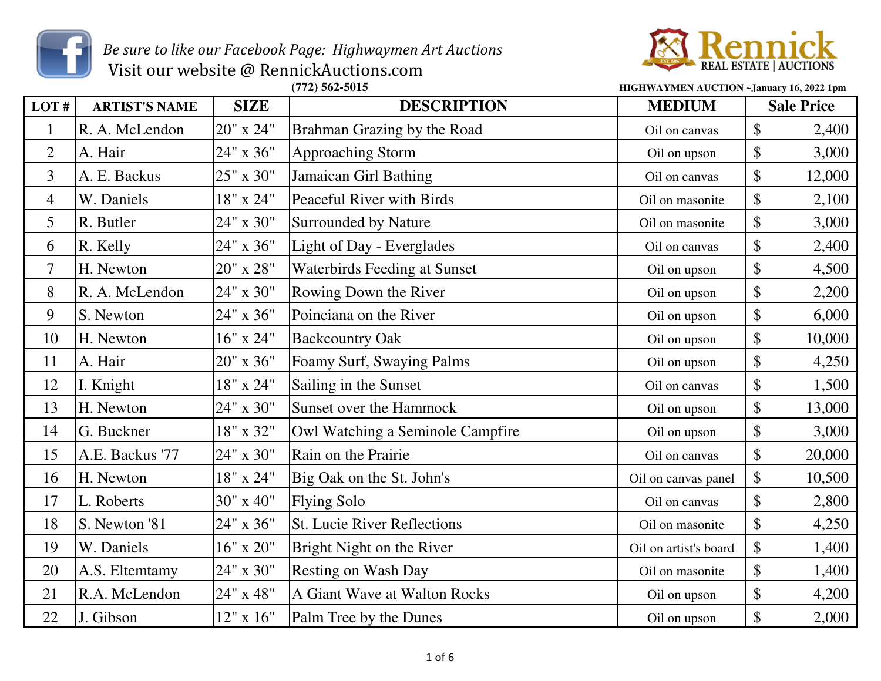*Be sure to like our Facebook Page: Highwaymen Art Auctions*

Visit our website @ RennickAuctions.com

**(772) 562-5015**

Rennick REAL ESTATE | AUCTIONS

**HIGHWAYMEN AUCTION ~January 16, 2022 1pm**

| LOT # | ARTIST'S NAME | SIZE | DESCRIPTION | MEDIUM | Sale Price |
|---|---|---|---|---|---|
| 1 | R. A. McLendon | 20" x 24" | Brahman Grazing by the Road | Oil on canvas | $ 2,400 |
| 2 | A. Hair | 24" x 36" | Approaching Storm | Oil on upson | $ 3,000 |
| 3 | A. E. Backus | 25" x 30" | Jamaican Girl Bathing | Oil on canvas | $ 12,000 |
| 4 | W. Daniels | 18" x 24" | Peaceful River with Birds | Oil on masonite | $ 2,100 |
| 5 | R. Butler | 24" x 30" | Surrounded by Nature | Oil on masonite | $ 3,000 |
| 6 | R. Kelly | 24" x 36" | Light of Day - Everglades | Oil on canvas | $ 2,400 |
| 7 | H. Newton | 20" x 28" | Waterbirds Feeding at Sunset | Oil on upson | $ 4,500 |
| 8 | R. A. McLendon | 24" x 30" | Rowing Down the River | Oil on upson | $ 2,200 |
| 9 | S. Newton | 24" x 36" | Poinciana on the River | Oil on upson | $ 6,000 |
| 10 | H. Newton | 16" x 24" | Backcountry Oak | Oil on upson | $ 10,000 |
| 11 | A. Hair | 20" x 36" | Foamy Surf, Swaying Palms | Oil on upson | $ 4,250 |
| 12 | I. Knight | 18" x 24" | Sailing in the Sunset | Oil on canvas | $ 1,500 |
| 13 | H. Newton | 24" x 30" | Sunset over the Hammock | Oil on upson | $ 13,000 |
| 14 | G. Buckner | 18" x 32" | Owl Watching a Seminole Campfire | Oil on upson | $ 3,000 |
| 15 | A.E. Backus '77 | 24" x 30" | Rain on the Prairie | Oil on canvas | $ 20,000 |
| 16 | H. Newton | 18" x 24" | Big Oak on the St. John's | Oil on canvas panel | $ 10,500 |
| 17 | L. Roberts | 30" x 40" | Flying Solo | Oil on canvas | $ 2,800 |
| 18 | S. Newton '81 | 24" x 36" | St. Lucie River Reflections | Oil on masonite | $ 4,250 |
| 19 | W. Daniels | 16" x 20" | Bright Night on the River | Oil on artist's board | $ 1,400 |
| 20 | A.S. Eltemtamy | 24" x 30" | Resting on Wash Day | Oil on masonite | $ 1,400 |
| 21 | R.A. McLendon | 24" x 48" | A Giant Wave at Walton Rocks | Oil on upson | $ 4,200 |
| 22 | J. Gibson | 12" x 16" | Palm Tree by the Dunes | Oil on upson | $ 2,000 |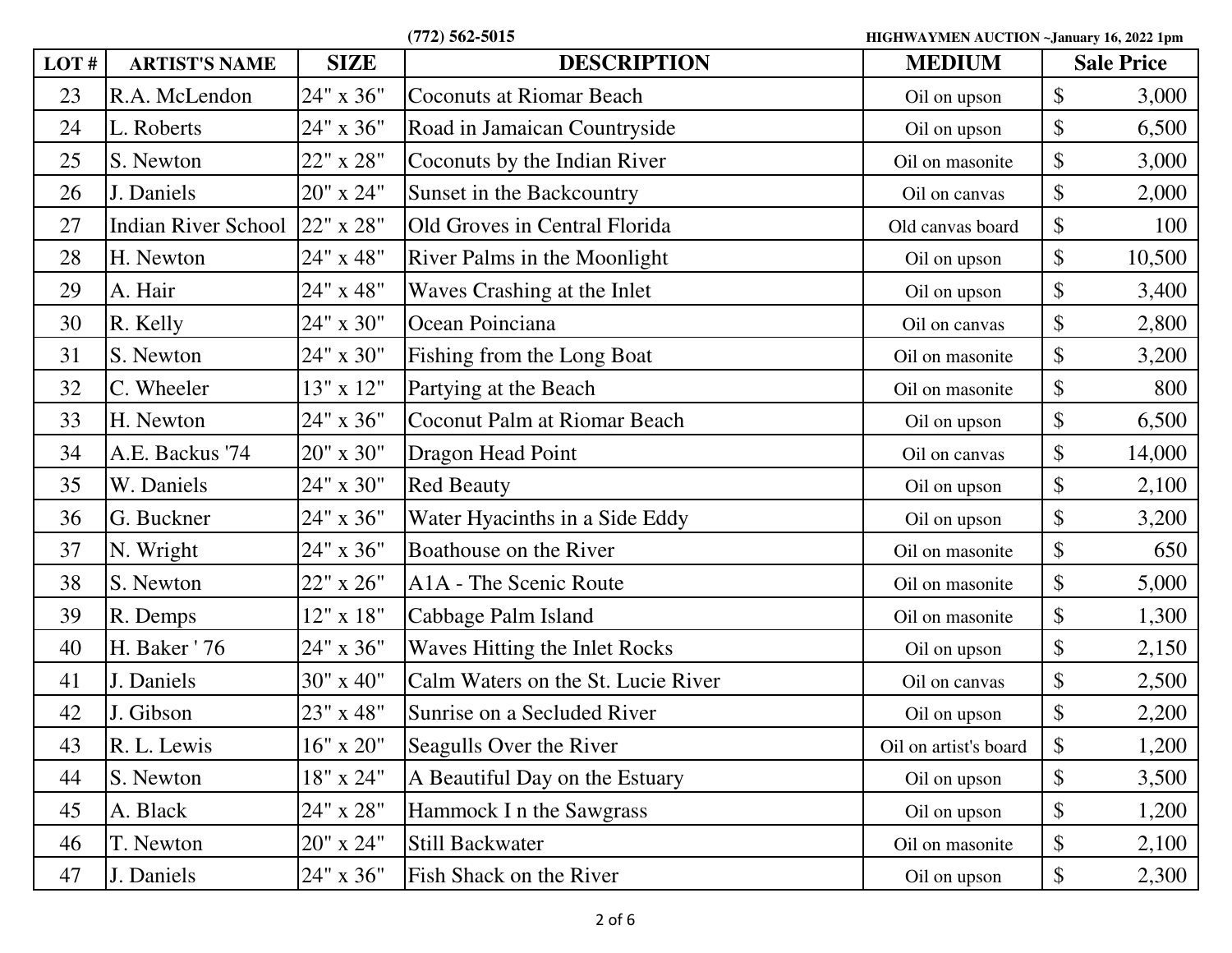(772) 562-5015 HIGHWAYMEN AUCTION ~January 16, 2022 1pm

| LOT # | ARTIST'S NAME | SIZE | DESCRIPTION | MEDIUM | Sale Price |
|---|---|---|---|---|---|
| 23 | R.A. McLendon | 24" x 36" | Coconuts at Riomar Beach | Oil on upson | $ 3,000 |
| 24 | L. Roberts | 24" x 36" | Road in Jamaican Countryside | Oil on upson | $ 6,500 |
| 25 | S. Newton | 22" x 28" | Coconuts by the Indian River | Oil on masonite | $ 3,000 |
| 26 | J. Daniels | 20" x 24" | Sunset in the Backcountry | Oil on canvas | $ 2,000 |
| 27 | Indian River School | 22" x 28" | Old Groves in Central Florida | Old canvas board | $ 100 |
| 28 | H. Newton | 24" x 48" | River Palms in the Moonlight | Oil on upson | $ 10,500 |
| 29 | A. Hair | 24" x 48" | Waves Crashing at the Inlet | Oil on upson | $ 3,400 |
| 30 | R. Kelly | 24" x 30" | Ocean Poinciana | Oil on canvas | $ 2,800 |
| 31 | S. Newton | 24" x 30" | Fishing from the Long Boat | Oil on masonite | $ 3,200 |
| 32 | C. Wheeler | 13" x 12" | Partying at the Beach | Oil on masonite | $ 800 |
| 33 | H. Newton | 24" x 36" | Coconut Palm at Riomar Beach | Oil on upson | $ 6,500 |
| 34 | A.E. Backus '74 | 20" x 30" | Dragon Head Point | Oil on canvas | $ 14,000 |
| 35 | W. Daniels | 24" x 30" | Red Beauty | Oil on upson | $ 2,100 |
| 36 | G. Buckner | 24" x 36" | Water Hyacinths in a Side Eddy | Oil on upson | $ 3,200 |
| 37 | N. Wright | 24" x 36" | Boathouse on the River | Oil on masonite | $ 650 |
| 38 | S. Newton | 22" x 26" | A1A - The Scenic Route | Oil on masonite | $ 5,000 |
| 39 | R. Demps | 12" x 18" | Cabbage Palm Island | Oil on masonite | $ 1,300 |
| 40 | H. Baker ' 76 | 24" x 36" | Waves Hitting the Inlet Rocks | Oil on upson | $ 2,150 |
| 41 | J. Daniels | 30" x 40" | Calm Waters on the St. Lucie River | Oil on canvas | $ 2,500 |
| 42 | J. Gibson | 23" x 48" | Sunrise on a Secluded River | Oil on upson | $ 2,200 |
| 43 | R. L. Lewis | 16" x 20" | Seagulls Over the River | Oil on artist's board | $ 1,200 |
| 44 | S. Newton | 18" x 24" | A Beautiful Day on the Estuary | Oil on upson | $ 3,500 |
| 45 | A. Black | 24" x 28" | Hammock I n the Sawgrass | Oil on upson | $ 1,200 |
| 46 | T. Newton | 20" x 24" | Still Backwater | Oil on masonite | $ 2,100 |
| 47 | J. Daniels | 24" x 36" | Fish Shack on the River | Oil on upson | $ 2,300 |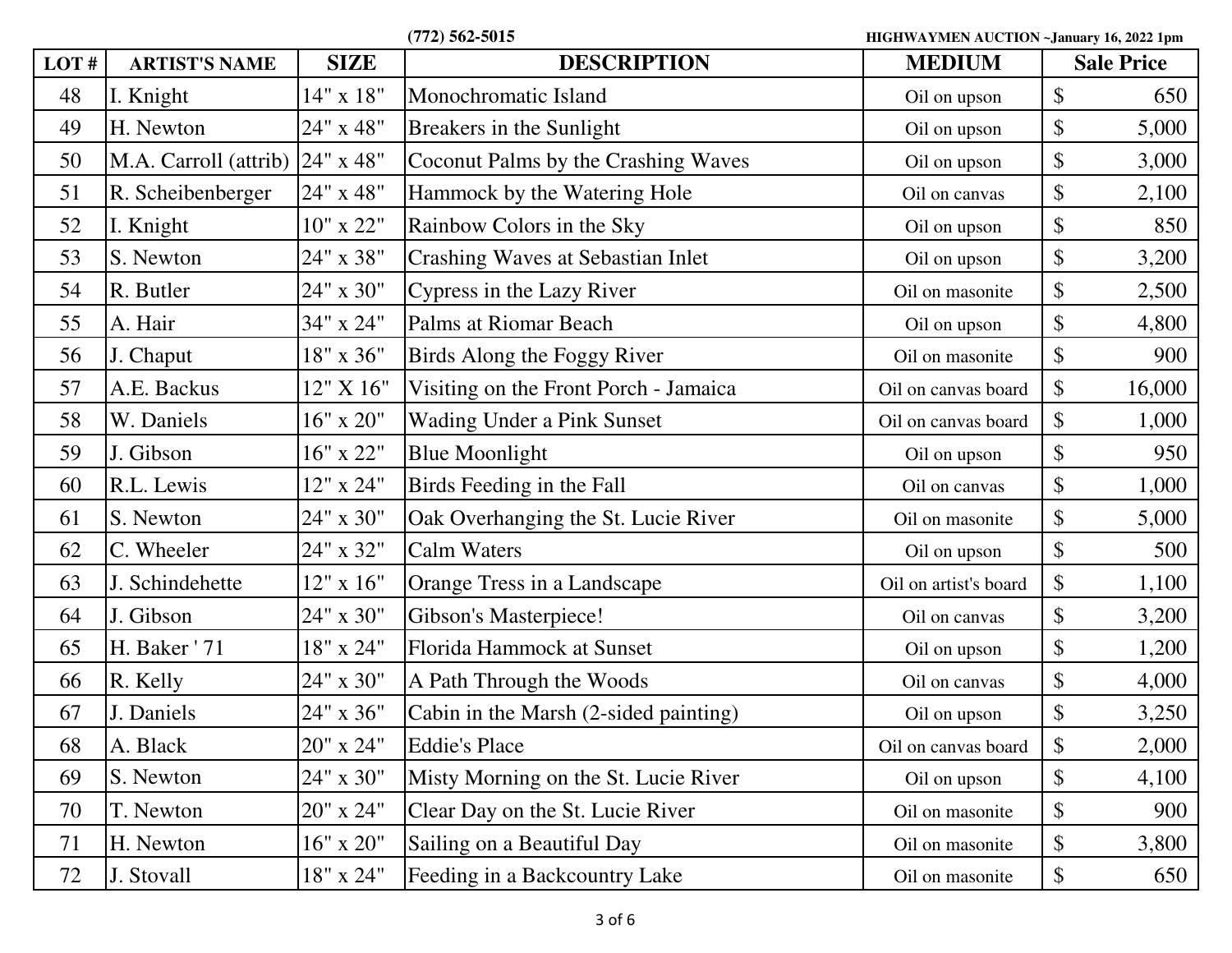(772) 562-5015

HIGHWAYMEN AUCTION ~January 16, 2022 1pm

| LOT # | ARTIST'S NAME | SIZE | DESCRIPTION | MEDIUM | Sale Price |
|---|---|---|---|---|---|
| 48 | I. Knight | 14" x 18" | Monochromatic Island | Oil on upson | $ 650 |
| 49 | H. Newton | 24" x 48" | Breakers in the Sunlight | Oil on upson | $ 5,000 |
| 50 | M.A. Carroll (attrib) | 24" x 48" | Coconut Palms by the Crashing Waves | Oil on upson | $ 3,000 |
| 51 | R. Scheibenberger | 24" x 48" | Hammock by the Watering Hole | Oil on canvas | $ 2,100 |
| 52 | I. Knight | 10" x 22" | Rainbow Colors in the Sky | Oil on upson | $ 850 |
| 53 | S. Newton | 24" x 38" | Crashing Waves at Sebastian Inlet | Oil on upson | $ 3,200 |
| 54 | R. Butler | 24" x 30" | Cypress in the Lazy River | Oil on masonite | $ 2,500 |
| 55 | A. Hair | 34" x 24" | Palms at Riomar Beach | Oil on upson | $ 4,800 |
| 56 | J. Chaput | 18" x 36" | Birds Along the Foggy River | Oil on masonite | $ 900 |
| 57 | A.E. Backus | 12" X 16" | Visiting on the Front Porch - Jamaica | Oil on canvas board | $ 16,000 |
| 58 | W. Daniels | 16" x 20" | Wading Under a Pink Sunset | Oil on canvas board | $ 1,000 |
| 59 | J. Gibson | 16" x 22" | Blue Moonlight | Oil on upson | $ 950 |
| 60 | R.L. Lewis | 12" x 24" | Birds Feeding in the Fall | Oil on canvas | $ 1,000 |
| 61 | S. Newton | 24" x 30" | Oak Overhanging the St. Lucie River | Oil on masonite | $ 5,000 |
| 62 | C. Wheeler | 24" x 32" | Calm Waters | Oil on upson | $ 500 |
| 63 | J. Schindehette | 12" x 16" | Orange Tress in a Landscape | Oil on artist's board | $ 1,100 |
| 64 | J. Gibson | 24" x 30" | Gibson's Masterpiece! | Oil on canvas | $ 3,200 |
| 65 | H. Baker ' 71 | 18" x 24" | Florida Hammock at Sunset | Oil on upson | $ 1,200 |
| 66 | R. Kelly | 24" x 30" | A Path Through the Woods | Oil on canvas | $ 4,000 |
| 67 | J. Daniels | 24" x 36" | Cabin in the Marsh (2-sided painting) | Oil on upson | $ 3,250 |
| 68 | A. Black | 20" x 24" | Eddie's Place | Oil on canvas board | $ 2,000 |
| 69 | S. Newton | 24" x 30" | Misty Morning on the St. Lucie River | Oil on upson | $ 4,100 |
| 70 | T. Newton | 20" x 24" | Clear Day on the St. Lucie River | Oil on masonite | $ 900 |
| 71 | H. Newton | 16" x 20" | Sailing on a Beautiful Day | Oil on masonite | $ 3,800 |
| 72 | J. Stovall | 18" x 24" | Feeding in a Backcountry Lake | Oil on masonite | $ 650 |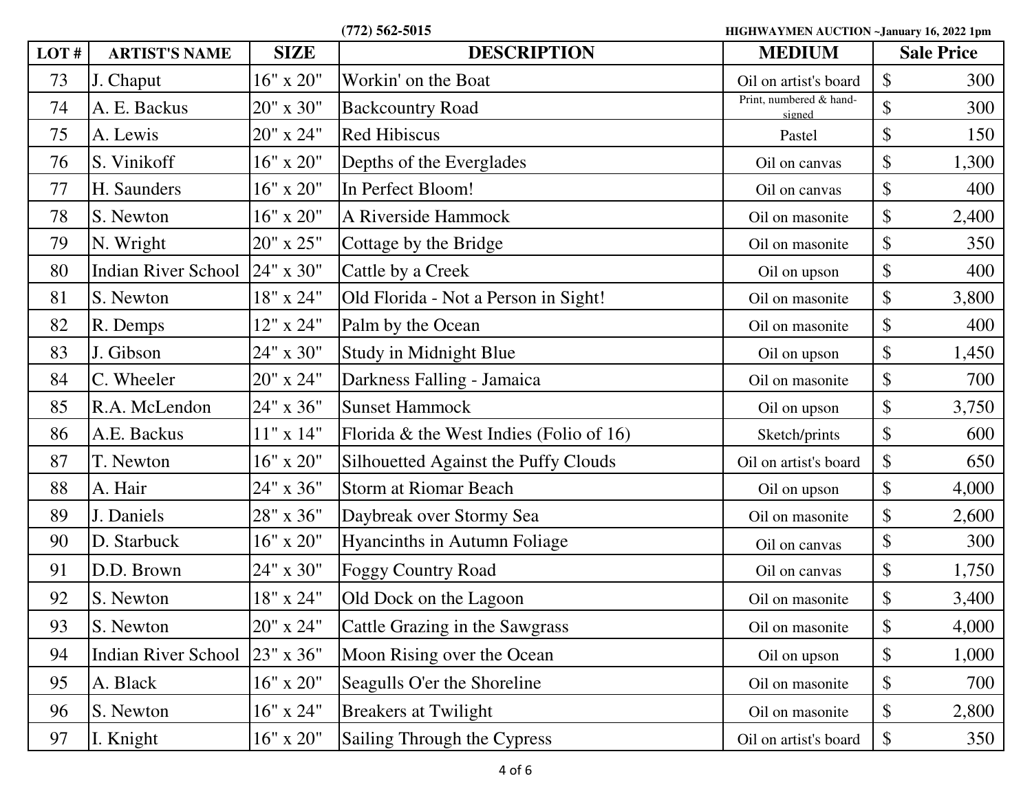(772) 562-5015

HIGHWAYMEN AUCTION ~January 16, 2022 1pm

| LOT # | ARTIST'S NAME | SIZE | DESCRIPTION | MEDIUM | Sale Price |
|---|---|---|---|---|---|
| 73 | J. Chaput | 16" x 20" | Workin' on the Boat | Oil on artist's board | $ 300 |
| 74 | A. E. Backus | 20" x 30" | Backcountry Road | Print, numbered & hand-signed | $ 300 |
| 75 | A. Lewis | 20" x 24" | Red Hibiscus | Pastel | $ 150 |
| 76 | S. Vinikoff | 16" x 20" | Depths of the Everglades | Oil on canvas | $ 1,300 |
| 77 | H. Saunders | 16" x 20" | In Perfect Bloom! | Oil on canvas | $ 400 |
| 78 | S. Newton | 16" x 20" | A Riverside Hammock | Oil on masonite | $ 2,400 |
| 79 | N. Wright | 20" x 25" | Cottage by the Bridge | Oil on masonite | $ 350 |
| 80 | Indian River School | 24" x 30" | Cattle by a Creek | Oil on upson | $ 400 |
| 81 | S. Newton | 18" x 24" | Old Florida - Not a Person in Sight! | Oil on masonite | $ 3,800 |
| 82 | R. Demps | 12" x 24" | Palm by the Ocean | Oil on masonite | $ 400 |
| 83 | J. Gibson | 24" x 30" | Study in Midnight Blue | Oil on upson | $ 1,450 |
| 84 | C. Wheeler | 20" x 24" | Darkness Falling - Jamaica | Oil on masonite | $ 700 |
| 85 | R.A. McLendon | 24" x 36" | Sunset Hammock | Oil on upson | $ 3,750 |
| 86 | A.E. Backus | 11" x 14" | Florida & the West Indies (Folio of 16) | Sketch/prints | $ 600 |
| 87 | T. Newton | 16" x 20" | Silhouetted Against the Puffy Clouds | Oil on artist's board | $ 650 |
| 88 | A. Hair | 24" x 36" | Storm at Riomar Beach | Oil on upson | $ 4,000 |
| 89 | J. Daniels | 28" x 36" | Daybreak over Stormy Sea | Oil on masonite | $ 2,600 |
| 90 | D. Starbuck | 16" x 20" | Hyancinths in Autumn Foliage | Oil on canvas | $ 300 |
| 91 | D.D. Brown | 24" x 30" | Foggy Country Road | Oil on canvas | $ 1,750 |
| 92 | S. Newton | 18" x 24" | Old Dock on the Lagoon | Oil on masonite | $ 3,400 |
| 93 | S. Newton | 20" x 24" | Cattle Grazing in the Sawgrass | Oil on masonite | $ 4,000 |
| 94 | Indian River School | 23" x 36" | Moon Rising over the Ocean | Oil on upson | $ 1,000 |
| 95 | A. Black | 16" x 20" | Seagulls O'er the Shoreline | Oil on masonite | $ 700 |
| 96 | S. Newton | 16" x 24" | Breakers at Twilight | Oil on masonite | $ 2,800 |
| 97 | I. Knight | 16" x 20" | Sailing Through the Cypress | Oil on artist's board | $ 350 |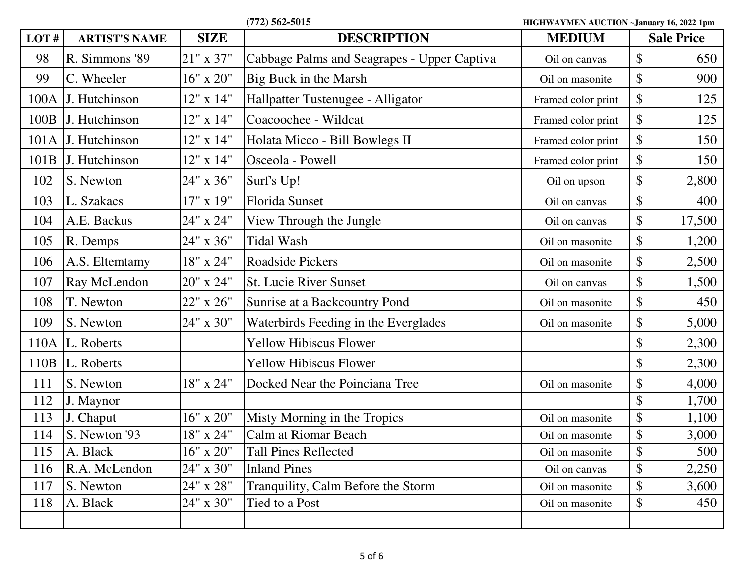(772) 562-5015

HIGHWAYMEN AUCTION ~January 16, 2022 1pm

| LOT # | ARTIST'S NAME | SIZE | DESCRIPTION | MEDIUM | Sale Price |
|---|---|---|---|---|---|
| 98 | R. Simmons '89 | 21" x 37" | Cabbage Palms and Seagrapes - Upper Captiva | Oil on canvas | $ 650 |
| 99 | C. Wheeler | 16" x 20" | Big Buck in the Marsh | Oil on masonite | $ 900 |
| 100A | J. Hutchinson | 12" x 14" | Hallpatter Tustenugee - Alligator | Framed color print | $ 125 |
| 100B | J. Hutchinson | 12" x 14" | Coacoochee - Wildcat | Framed color print | $ 125 |
| 101A | J. Hutchinson | 12" x 14" | Holata Micco - Bill Bowlegs II | Framed color print | $ 150 |
| 101B | J. Hutchinson | 12" x 14" | Osceola - Powell | Framed color print | $ 150 |
| 102 | S. Newton | 24" x 36" | Surf's Up! | Oil on upson | $ 2,800 |
| 103 | L. Szakacs | 17" x 19" | Florida Sunset | Oil on canvas | $ 400 |
| 104 | A.E. Backus | 24" x 24" | View Through the Jungle | Oil on canvas | $ 17,500 |
| 105 | R. Demps | 24" x 36" | Tidal Wash | Oil on masonite | $ 1,200 |
| 106 | A.S. Eltemtamy | 18" x 24" | Roadside Pickers | Oil on masonite | $ 2,500 |
| 107 | Ray McLendon | 20" x 24" | St. Lucie River Sunset | Oil on canvas | $ 1,500 |
| 108 | T. Newton | 22" x 26" | Sunrise at a Backcountry Pond | Oil on masonite | $ 450 |
| 109 | S. Newton | 24" x 30" | Waterbirds Feeding in the Everglades | Oil on masonite | $ 5,000 |
| 110A | L. Roberts | | Yellow Hibiscus Flower | | $ 2,300 |
| 110B | L. Roberts | | Yellow Hibiscus Flower | | $ 2,300 |
| 111 | S. Newton | 18" x 24" | Docked Near the Poinciana Tree | Oil on masonite | $ 4,000 |
| 112 | J. Maynor | | | | $ 1,700 |
| 113 | J. Chaput | 16" x 20" | Misty Morning in the Tropics | Oil on masonite | $ 1,100 |
| 114 | S. Newton '93 | 18" x 24" | Calm at Riomar Beach | Oil on masonite | $ 3,000 |
| 115 | A. Black | 16" x 20" | Tall Pines Reflected | Oil on masonite | $ 500 |
| 116 | R.A. McLendon | 24" x 30" | Inland Pines | Oil on canvas | $ 2,250 |
| 117 | S. Newton | 24" x 28" | Tranquility, Calm Before the Storm | Oil on masonite | $ 3,600 |
| 118 | A. Black | 24" x 30" | Tied to a Post | Oil on masonite | $ 450 |
| | | | | | |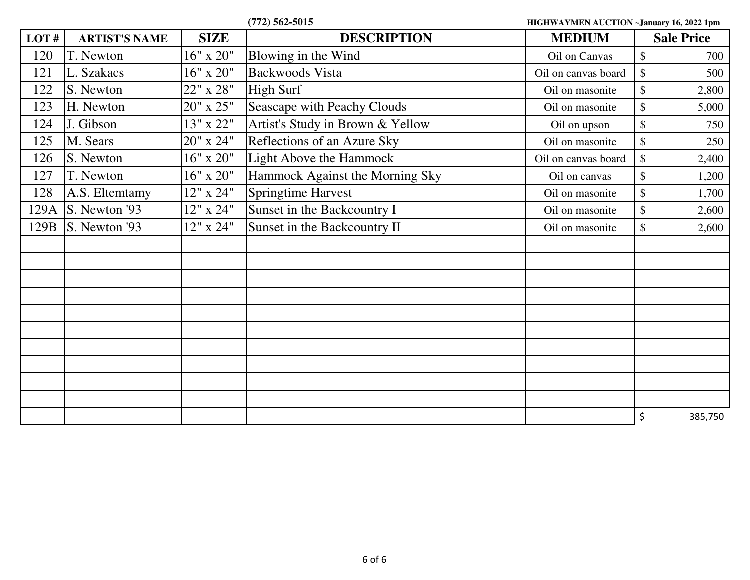(772) 562-5015 HIGHWAYMEN AUCTION ~January 16, 2022 1pm

| LOT # | ARTIST'S NAME | SIZE | DESCRIPTION | MEDIUM | Sale Price |
|---|---|---|---|---|---|
| 120 | T. Newton | 16" x 20" | Blowing in the Wind | Oil on Canvas | $ 700 |
| 121 | L. Szakacs | 16" x 20" | Backwoods Vista | Oil on canvas board | $ 500 |
| 122 | S. Newton | 22" x 28" | High Surf | Oil on masonite | $ 2,800 |
| 123 | H. Newton | 20" x 25" | Seascape with Peachy Clouds | Oil on masonite | $ 5,000 |
| 124 | J. Gibson | 13" x 22" | Artist's Study in Brown & Yellow | Oil on upson | $ 750 |
| 125 | M. Sears | 20" x 24" | Reflections of an Azure Sky | Oil on masonite | $ 250 |
| 126 | S. Newton | 16" x 20" | Light Above the Hammock | Oil on canvas board | $ 2,400 |
| 127 | T. Newton | 16" x 20" | Hammock Against the Morning Sky | Oil on canvas | $ 1,200 |
| 128 | A.S. Eltemtamy | 12" x 24" | Springtime Harvest | Oil on masonite | $ 1,700 |
| 129A | S. Newton '93 | 12" x 24" | Sunset in the Backcountry I | Oil on masonite | $ 2,600 |
| 129B | S. Newton '93 | 12" x 24" | Sunset in the Backcountry II | Oil on masonite | $ 2,600 |
| | | | | | |
| | | | | | |
| | | | | | |
| | | | | | |
| | | | | | |
| | | | | | |
| | | | | | |
| | | | | | |
| | | | | | |
| | | | | | |
| | | | | | $ 385,750 |